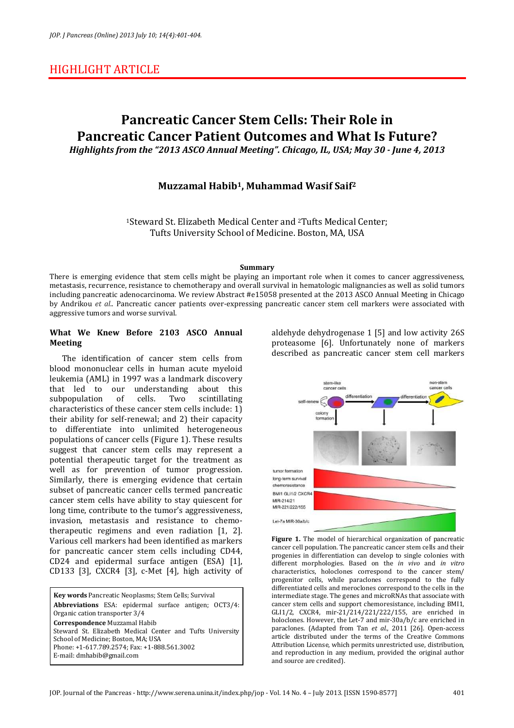## HIGHLIGHT ARTICLE

# Pancreatic Cancer Stem Cells: Their Role in Pancreatic Cancer Patient Outcomes and What Is Future?

*Highlights from the "2013 ASCO Annual Meeting". Chicago, IL, USA; May 30 - June 4, 2013*

**Muzzamal Habib[1], Muhammad Wasif Saif[2]**

[1]Steward St. Elizabeth Medical Center and [2]Tufts Medical Center; Tufts University School of Medicine. Boston, MA, USA

**Summary**

There is emerging evidence that stem cells might be playing an important role when it comes to cancer aggressiveness, metastasis, recurrence, resistance to chemotherapy and overall survival in hematologic malignancies as well as solid tumors including pancreatic adenocarcinoma. We review Abstract #e15058 presented at the 2013 ASCO Annual Meeting in Chicago by Andrikou *et al.*. Pancreatic cancer patients over-expressing pancreatic cancer stem cell markers were associated with aggressive tumors and worse survival.

### What We Knew Before 2103 ASCO Annual Meeting

The identification of cancer stem cells from blood mononuclear cells in human acute myeloid leukemia (AML) in 1997 was a landmark discovery that led to our understanding about this subpopulation of cells. Two scintillating characteristics of these cancer stem cells include: 1) their ability for self-renewal; and 2) their capacity to differentiate into unlimited heterogeneous populations of cancer cells (Figure 1). These results suggest that cancer stem cells may represent a potential therapeutic target for the treatment as well as for prevention of tumor progression. Similarly, there is emerging evidence that certain subset of pancreatic cancer cells termed pancreatic cancer stem cells have ability to stay quiescent for long time, contribute to the tumor's aggressiveness, invasion, metastasis and resistance to chemotherapeutic regimens and even radiation [1, 2]. Various cell markers had been identified as markers for pancreatic cancer stem cells including CD44, CD24 and epidermal surface antigen (ESA) [1], CD133 [3], CXCR4 [3], c-Met [4], high activity of aldehyde dehydrogenase 1 [5] and low activity 26S proteasome [6]. Unfortunately none of markers described as pancreatic cancer stem cell markers

**Figure 1.** The model of hierarchical organization of pancreatic cancer cell population. The pancreatic cancer stem cells and their progenies in differentiation can develop to single colonies with different morphologies. Based on the *in vivo* and *in vitro* characteristics, holoclones correspond to the cancer stem/progenitor cells, while paraclones correspond to the fully differentiated cells and meroclones correspond to the cells in the intermediate stage. The genes and microRNAs that associate with cancer stem cells and support chemoresistance, including BMI1, GLI1/2, CXCR4, mir-21/214/221/222/155, are enriched in holoclones. However, the Let-7 and mir-30a/b/c are enriched in paraclones. (Adapted from Tan *et al.*, 2011 [26]. Open-access article distributed under the terms of the Creative Commons Attribution License, which permits unrestricted use, distribution, and reproduction in any medium, provided the original author and source are credited).

**Key words** Pancreatic Neoplasms; Stem Cells; Survival

**Abbreviations** ESA: epidermal surface antigen; OCT3/4: Organic cation transporter 3/4

**Correspondence** Muzzamal Habib
Steward St. Elizabeth Medical Center and Tufts University School of Medicine; Boston, MA; USA
Phone: +1-617.789.2574; Fax: +1-888.561.3002
E-mail: dmhabib@gmail.com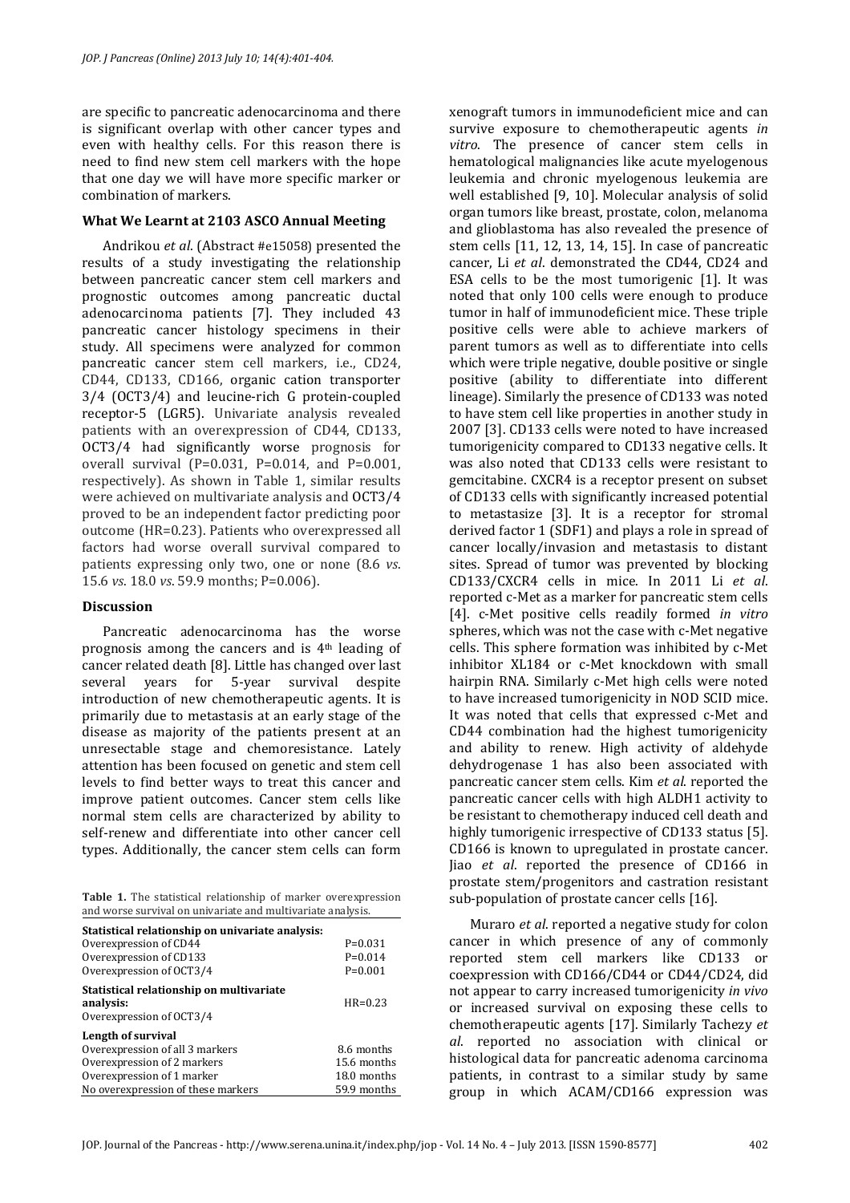are specific to pancreatic adenocarcinoma and there is significant overlap with other cancer types and even with healthy cells. For this reason there is need to find new stem cell markers with the hope that one day we will have more specific marker or combination of markers.

### What We Learnt at 2103 ASCO Annual Meeting

Andrikou *et al*. (Abstract #e15058) presented the results of a study investigating the relationship between pancreatic cancer stem cell markers and prognostic outcomes among pancreatic ductal adenocarcinoma patients [7]. They included 43 pancreatic cancer histology specimens in their study. All specimens were analyzed for common pancreatic cancer stem cell markers, i.e., CD24, CD44, CD133, CD166, organic cation transporter 3/4 (OCT3/4) and leucine-rich G protein-coupled receptor-5 (LGR5). Univariate analysis revealed patients with an overexpression of CD44, CD133, OCT3/4 had significantly worse prognosis for overall survival (P=0.031, P=0.014, and P=0.001, respectively). As shown in Table 1, similar results were achieved on multivariate analysis and OCT3/4 proved to be an independent factor predicting poor outcome (HR=0.23). Patients who overexpressed all factors had worse overall survival compared to patients expressing only two, one or none (8.6 *vs*. 15.6 *vs*. 18.0 *vs*. 59.9 months; P=0.006).

### Discussion

Pancreatic adenocarcinoma has the worse prognosis among the cancers and is 4th leading of cancer related death [8]. Little has changed over last several years for 5-year survival despite introduction of new chemotherapeutic agents. It is primarily due to metastasis at an early stage of the disease as majority of the patients present at an unresectable stage and chemoresistance. Lately attention has been focused on genetic and stem cell levels to find better ways to treat this cancer and improve patient outcomes. Cancer stem cells like normal stem cells are characterized by ability to self-renew and differentiate into other cancer cell types. Additionally, the cancer stem cells can form xenograft tumors in immunodeficient mice and can survive exposure to chemotherapeutic agents *in vitro*. The presence of cancer stem cells in hematological malignancies like acute myelogenous leukemia and chronic myelogenous leukemia are well established [9, 10]. Molecular analysis of solid organ tumors like breast, prostate, colon, melanoma and glioblastoma has also revealed the presence of stem cells [11, 12, 13, 14, 15]. In case of pancreatic cancer, Li *et al*. demonstrated the CD44, CD24 and ESA cells to be the most tumorigenic [1]. It was noted that only 100 cells were enough to produce tumor in half of immunodeficient mice. These triple positive cells were able to achieve markers of parent tumors as well as to differentiate into cells which were triple negative, double positive or single positive (ability to differentiate into different lineage). Similarly the presence of CD133 was noted to have stem cell like properties in another study in 2007 [3]. CD133 cells were noted to have increased tumorigenicity compared to CD133 negative cells. It was also noted that CD133 cells were resistant to gemcitabine. CXCR4 is a receptor present on subset of CD133 cells with significantly increased potential to metastasize [3]. It is a receptor for stromal derived factor 1 (SDF1) and plays a role in spread of cancer locally/invasion and metastasis to distant sites. Spread of tumor was prevented by blocking CD133/CXCR4 cells in mice. In 2011 Li *et al*. reported c-Met as a marker for pancreatic stem cells [4]. c-Met positive cells readily formed *in vitro* spheres, which was not the case with c-Met negative cells. This sphere formation was inhibited by c-Met inhibitor XL184 or c-Met knockdown with small hairpin RNA. Similarly c-Met high cells were noted to have increased tumorigenicity in NOD SCID mice. It was noted that cells that expressed c-Met and CD44 combination had the highest tumorigenicity and ability to renew. High activity of aldehyde dehydrogenase 1 has also been associated with pancreatic cancer stem cells. Kim *et al*. reported the pancreatic cancer cells with high ALDH1 activity to be resistant to chemotherapy induced cell death and highly tumorigenic irrespective of CD133 status [5]. CD166 is known to upregulated in prostate cancer. Jiao *et al*. reported the presence of CD166 in prostate stem/progenitors and castration resistant sub-population of prostate cancer cells [16].

Muraro *et al*. reported a negative study for colon cancer in which presence of any of commonly reported stem cell markers like CD133 or coexpression with CD166/CD44 or CD44/CD24, did not appear to carry increased tumorigenicity *in vivo* or increased survival on exposing these cells to chemotherapeutic agents [17]. Similarly Tachezy *et al*. reported no association with clinical or histological data for pancreatic adenoma carcinoma patients, in contrast to a similar study by same group in which ACAM/CD166 expression was

**Table 1.** The statistical relationship of marker overexpression and worse survival on univariate and multivariate analysis.

| | |
|---|---|
| **Statistical relationship on univariate analysis:** | |
| Overexpression of CD44 | P=0.031 |
| Overexpression of CD133 | P=0.014 |
| Overexpression of OCT3/4 | P=0.001 |
| **Statistical relationship on multivariate analysis:** | |
| Overexpression of OCT3/4 | HR=0.23 |
| **Length of survival** | |
| Overexpression of all 3 markers | 8.6 months |
| Overexpression of 2 markers | 15.6 months |
| Overexpression of 1 marker | 18.0 months |
| No overexpression of these markers | 59.9 months |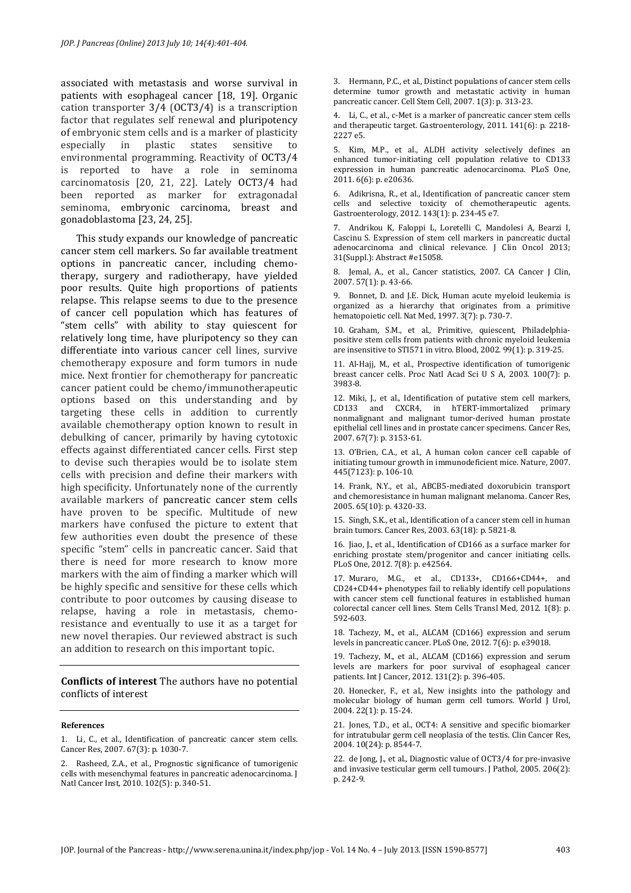associated with metastasis and worse survival in patients with esophageal cancer [18, 19]. Organic cation transporter 3/4 (OCT3/4) is a transcription factor that regulates self renewal and pluripotency of embryonic stem cells and is a marker of plasticity especially in plastic states sensitive to environmental programming. Reactivity of OCT3/4 is reported to have a role in seminoma carcinomatosis [20, 21, 22]. Lately OCT3/4 had been reported as marker for extragonadal seminoma, embryonic carcinoma, breast and gonadoblastoma [23, 24, 25].

This study expands our knowledge of pancreatic cancer stem cell markers. So far available treatment options in pancreatic cancer, including chemotherapy, surgery and radiotherapy, have yielded poor results. Quite high proportions of patients relapse. This relapse seems to due to the presence of cancer cell population which has features of "stem cells" with ability to stay quiescent for relatively long time, have pluripotency so they can differentiate into various cancer cell lines, survive chemotherapy exposure and form tumors in nude mice. Next frontier for chemotherapy for pancreatic cancer patient could be chemo/immunotherapeutic options based on this understanding and by targeting these cells in addition to currently available chemotherapy option known to result in debulking of cancer, primarily by having cytotoxic effects against differentiated cancer cells. First step to devise such therapies would be to isolate stem cells with precision and define their markers with high specificity. Unfortunately none of the currently available markers of pancreatic cancer stem cells have proven to be specific. Multitude of new markers have confused the picture to extent that few authorities even doubt the presence of these specific "stem" cells in pancreatic cancer. Said that there is need for more research to know more markers with the aim of finding a marker which will be highly specific and sensitive for these cells which contribute to poor outcomes by causing disease to relapse, having a role in metastasis, chemoresistance and eventually to use it as a target for new novel therapies. Our reviewed abstract is such an addition to research on this important topic.

**Conflicts of interest** The authors have no potential conflicts of interest

#### References

1. Li, C., et al., Identification of pancreatic cancer stem cells. Cancer Res, 2007. 67(3): p. 1030-7.
2. Rasheed, Z.A., et al., Prognostic significance of tumorigenic cells with mesenchymal features in pancreatic adenocarcinoma. J Natl Cancer Inst, 2010. 102(5): p. 340-51.
3. Hermann, P.C., et al., Distinct populations of cancer stem cells determine tumor growth and metastatic activity in human pancreatic cancer. Cell Stem Cell, 2007. 1(3): p. 313-23.
4. Li, C., et al., c-Met is a marker of pancreatic cancer stem cells and therapeutic target. Gastroenterology, 2011. 141(6): p. 2218-2227 e5.
5. Kim, M.P., et al., ALDH activity selectively defines an enhanced tumor-initiating cell population relative to CD133 expression in human pancreatic adenocarcinoma. PLoS One, 2011. 6(6): p. e20636.
6. Adikrisna, R., et al., Identification of pancreatic cancer stem cells and selective toxicity of chemotherapeutic agents. Gastroenterology, 2012. 143(1): p. 234-45 e7.
7. Andrikou K, Faloppi L, Loretelli C, Mandolesi A, Bearzi I, Cascinu S. Expression of stem cell markers in pancreatic ductal adenocarcinoma and clinical relevance. J Clin Oncol 2013; 31(Suppl.): Abstract #e15058.
8. Jemal, A., et al., Cancer statistics, 2007. CA Cancer J Clin, 2007. 57(1): p. 43-66.
9. Bonnet, D. and J.E. Dick, Human acute myeloid leukemia is organized as a hierarchy that originates from a primitive hematopoietic cell. Nat Med, 1997. 3(7): p. 730-7.
10. Graham, S.M., et al., Primitive, quiescent, Philadelphia-positive stem cells from patients with chronic myeloid leukemia are insensitive to STI571 in vitro. Blood, 2002. 99(1): p. 319-25.
11. Al-Hajj, M., et al., Prospective identification of tumorigenic breast cancer cells. Proc Natl Acad Sci U S A, 2003. 100(7): p. 3983-8.
12. Miki, J., et al., Identification of putative stem cell markers, CD133 and CXCR4, in hTERT-immortalized primary nonmalignant and malignant tumor-derived human prostate epithelial cell lines and in prostate cancer specimens. Cancer Res, 2007. 67(7): p. 3153-61.
13. O'Brien, C.A., et al., A human colon cancer cell capable of initiating tumour growth in immunodeficient mice. Nature, 2007. 445(7123): p. 106-10.
14. Frank, N.Y., et al., ABCB5-mediated doxorubicin transport and chemoresistance in human malignant melanoma. Cancer Res, 2005. 65(10): p. 4320-33.
15. Singh, S.K., et al., Identification of a cancer stem cell in human brain tumors. Cancer Res, 2003. 63(18): p. 5821-8.
16. Jiao, J., et al., Identification of CD166 as a surface marker for enriching prostate stem/progenitor and cancer initiating cells. PLoS One, 2012. 7(8): p. e42564.
17. Muraro, M.G., et al., CD133+, CD166+CD44+, and CD24+CD44+ phenotypes fail to reliably identify cell populations with cancer stem cell functional features in established human colorectal cancer cell lines. Stem Cells Transl Med, 2012. 1(8): p. 592-603.
18. Tachezy, M., et al., ALCAM (CD166) expression and serum levels in pancreatic cancer. PLoS One, 2012. 7(6): p. e39018.
19. Tachezy, M., et al., ALCAM (CD166) expression and serum levels are markers for poor survival of esophageal cancer patients. Int J Cancer, 2012. 131(2): p. 396-405.
20. Honecker, F., et al., New insights into the pathology and molecular biology of human germ cell tumors. World J Urol, 2004. 22(1): p. 15-24.
21. Jones, T.D., et al., OCT4: A sensitive and specific biomarker for intratubular germ cell neoplasia of the testis. Clin Cancer Res, 2004. 10(24): p. 8544-7.
22. de Jong, J., et al., Diagnostic value of OCT3/4 for pre-invasive and invasive testicular germ cell tumours. J Pathol, 2005. 206(2): p. 242-9.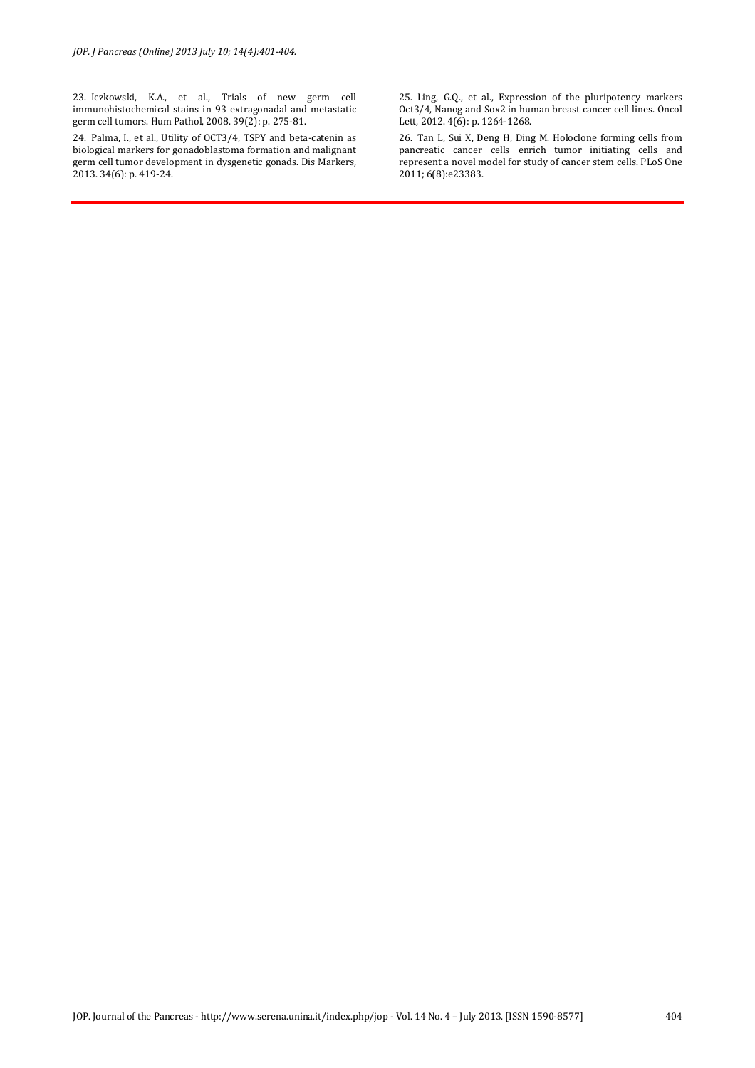23. Iczkowski, K.A., et al., Trials of new germ cell immunohistochemical stains in 93 extragonadal and metastatic germ cell tumors. Hum Pathol, 2008. 39(2): p. 275-81.

24. Palma, I., et al., Utility of OCT3/4, TSPY and beta-catenin as biological markers for gonadoblastoma formation and malignant germ cell tumor development in dysgenetic gonads. Dis Markers, 2013. 34(6): p. 419-24.

25. Ling, G.Q., et al., Expression of the pluripotency markers Oct3/4, Nanog and Sox2 in human breast cancer cell lines. Oncol Lett, 2012. 4(6): p. 1264-1268.

26. Tan L, Sui X, Deng H, Ding M. Holoclone forming cells from pancreatic cancer cells enrich tumor initiating cells and represent a novel model for study of cancer stem cells. PLoS One 2011; 6(8):e23383.